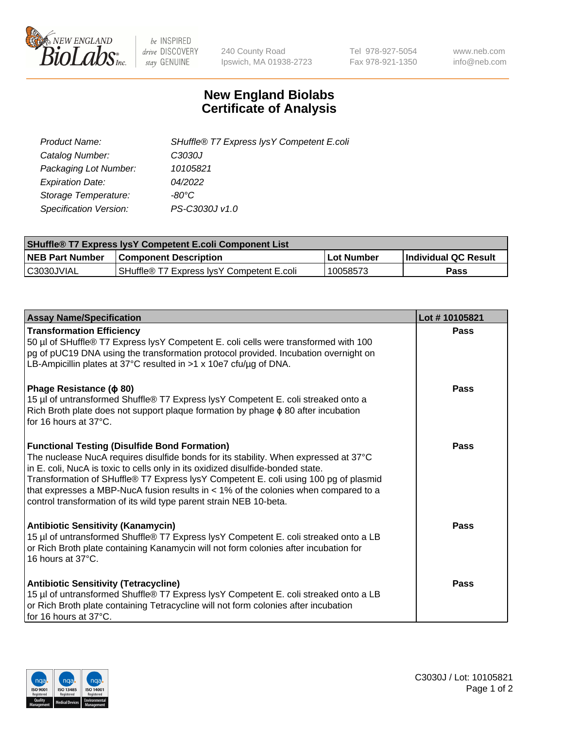# New England Biolabs Certificate of Analysis

| | |
|---|---|
| *Product Name:* | *SHuffle® T7 Express lysY Competent E.coli* |
| *Catalog Number:* | *C3030J* |
| *Packaging Lot Number:* | *10105821* |
| *Expiration Date:* | *04/2022* |
| *Storage Temperature:* | *-80°C* |
| *Specification Version:* | *PS-C3030J v1.0* |

| SHuffle® T7 Express lysY Competent E.coli Component List | | | |
|---|---|---|---|
| **NEB Part Number** | **Component Description** | **Lot Number** | **Individual QC Result** |
| C3030JVIAL | SHuffle® T7 Express lysY Competent E.coli | 10058573 | **Pass** |

| Assay Name/Specification | Lot # 10105821 |
|---|---|
| **Transformation Efficiency** 50 µl of SHuffle® T7 Express lysY Competent E. coli cells were transformed with 100 pg of pUC19 DNA using the transformation protocol provided. Incubation overnight on LB-Ampicillin plates at 37°C resulted in >1 x 10e7 cfu/µg of DNA. | **Pass** |
| **Phage Resistance (ϕ 80)** 15 µl of untransformed Shuffle® T7 Express lysY Competent E. coli streaked onto a Rich Broth plate does not support plaque formation by phage ϕ 80 after incubation for 16 hours at 37°C. | **Pass** |
| **Functional Testing (Disulfide Bond Formation)** The nuclease NucA requires disulfide bonds for its stability. When expressed at 37°C in E. coli, NucA is toxic to cells only in its oxidized disulfide-bonded state. Transformation of SHuffle® T7 Express lysY Competent E. coli using 100 pg of plasmid that expresses a MBP-NucA fusion results in < 1% of the colonies when compared to a control transformation of its wild type parent strain NEB 10-beta. | **Pass** |
| **Antibiotic Sensitivity (Kanamycin)** 15 µl of untransformed Shuffle® T7 Express lysY Competent E. coli streaked onto a LB or Rich Broth plate containing Kanamycin will not form colonies after incubation for 16 hours at 37°C. | **Pass** |
| **Antibiotic Sensitivity (Tetracycline)** 15 µl of untransformed Shuffle® T7 Express lysY Competent E. coli streaked onto a LB or Rich Broth plate containing Tetracycline will not form colonies after incubation for 16 hours at 37°C. | **Pass** |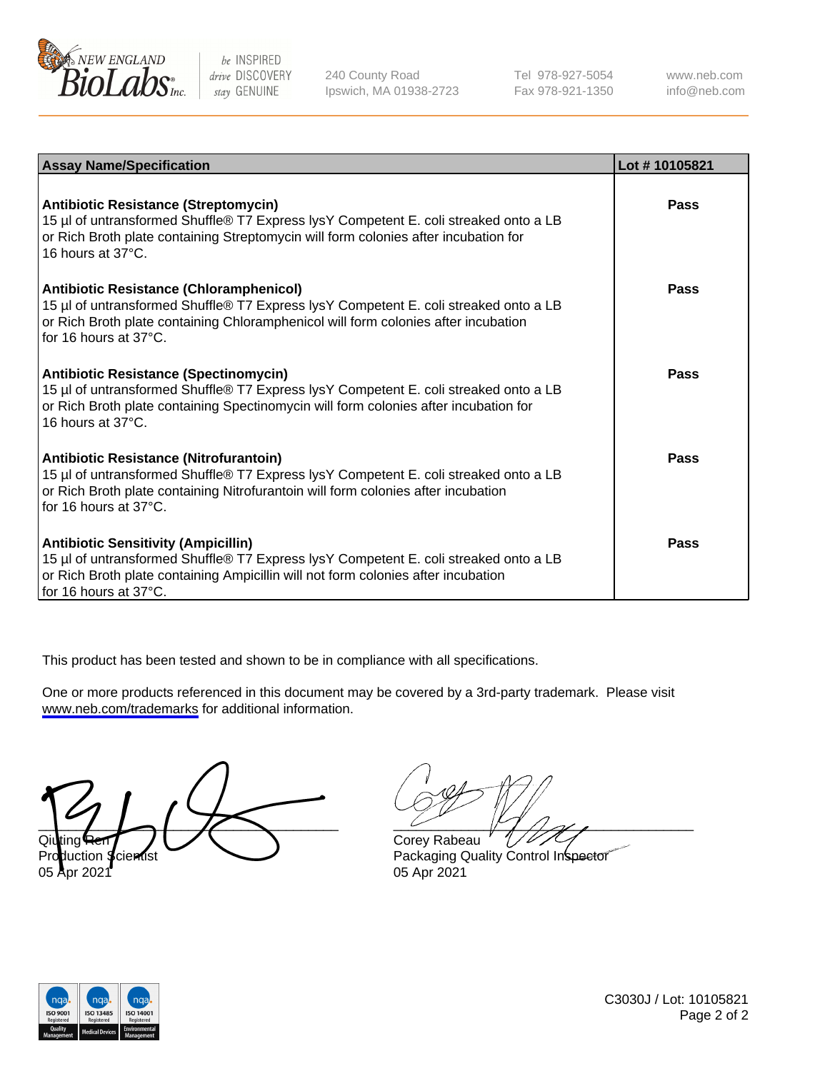| Assay Name/Specification | Lot # 10105821 |
| --- | --- |
| **Antibiotic Resistance (Streptomycin)**<br>15 µl of untransformed Shuffle® T7 Express lysY Competent E. coli streaked onto a LB or Rich Broth plate containing Streptomycin will form colonies after incubation for 16 hours at 37°C. | **Pass** |
| **Antibiotic Resistance (Chloramphenicol)**<br>15 µl of untransformed Shuffle® T7 Express lysY Competent E. coli streaked onto a LB or Rich Broth plate containing Chloramphenicol will form colonies after incubation for 16 hours at 37°C. | **Pass** |
| **Antibiotic Resistance (Spectinomycin)**<br>15 µl of untransformed Shuffle® T7 Express lysY Competent E. coli streaked onto a LB or Rich Broth plate containing Spectinomycin will form colonies after incubation for 16 hours at 37°C. | **Pass** |
| **Antibiotic Resistance (Nitrofurantoin)**<br>15 µl of untransformed Shuffle® T7 Express lysY Competent E. coli streaked onto a LB or Rich Broth plate containing Nitrofurantoin will form colonies after incubation for 16 hours at 37°C. | **Pass** |
| **Antibiotic Sensitivity (Ampicillin)**<br>15 µl of untransformed Shuffle® T7 Express lysY Competent E. coli streaked onto a LB or Rich Broth plate containing Ampicillin will not form colonies after incubation for 16 hours at 37°C. | **Pass** |

This product has been tested and shown to be in compliance with all specifications.

One or more products referenced in this document may be covered by a 3rd-party trademark. Please visit www.neb.com/trademarks for additional information.

Qiuting Ren
Production Scientist
05 Apr 2021

Corey Rabeau
Packaging Quality Control Inspector
05 Apr 2021

C3030J / Lot: 10105821